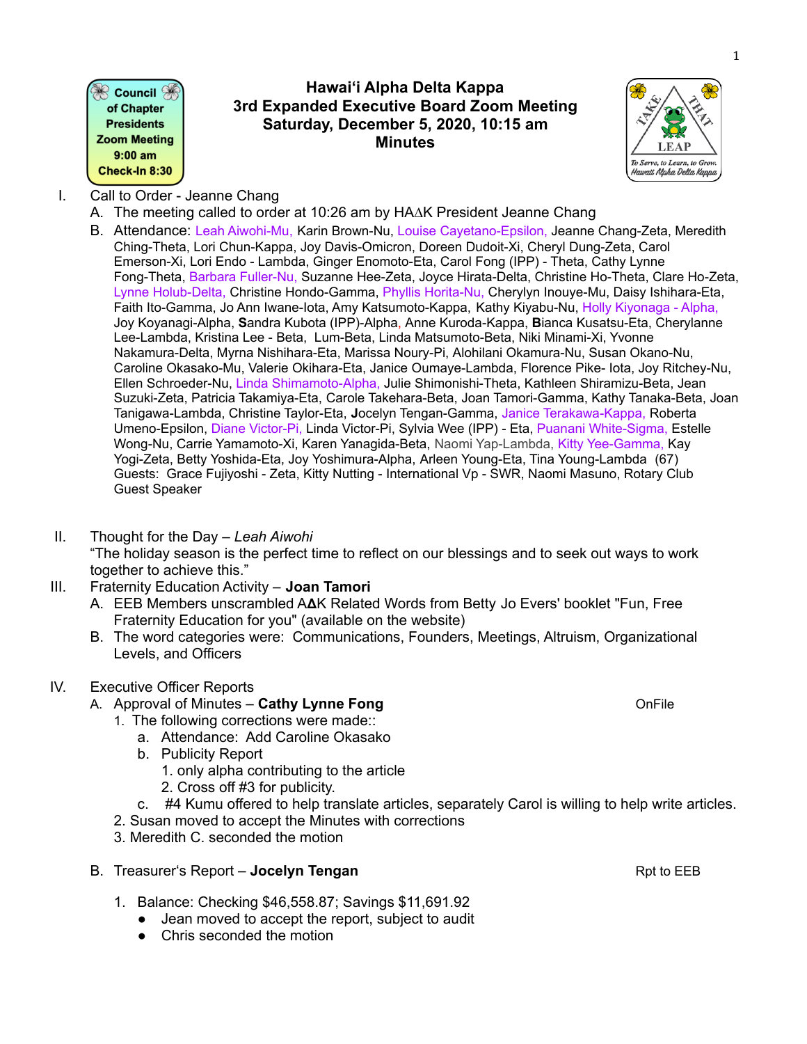Council of Chapter Presidents Zoom Meeting 9:00 am Check-In 8:30

# Hawaiʻi Alpha Delta Kappa
## 3rd Expanded Executive Board Zoom Meeting
## Saturday, December 5, 2020, 10:15 am
## Minutes

TAKE THAT LEAP
To Serve, to Learn, to Grow. Hawaii Alpha Delta Kappa

I. Call to Order - Jeanne Chang
   A. The meeting called to order at 10:26 am by HAΔK President Jeanne Chang
   B. Attendance: Leah Aiwohi-Mu, Karin Brown-Nu, Louise Cayetano-Epsilon, Jeanne Chang-Zeta, Meredith Ching-Theta, Lori Chun-Kappa, Joy Davis-Omicron, Doreen Dudoit-Xi, Cheryl Dung-Zeta, Carol Emerson-Xi, Lori Endo - Lambda, Ginger Enomoto-Eta, Carol Fong (IPP) - Theta, Cathy Lynne Fong-Theta, Barbara Fuller-Nu, Suzanne Hee-Zeta, Joyce Hirata-Delta, Christine Ho-Theta, Clare Ho-Zeta, Lynne Holub-Delta, Christine Hondo-Gamma, Phyllis Horita-Nu, Cherylyn Inouye-Mu, Daisy Ishihara-Eta, Faith Ito-Gamma, Jo Ann Iwane-Iota, Amy Katsumoto-Kappa, Kathy Kiyabu-Nu, Holly Kiyonaga - Alpha, Joy Koyanagi-Alpha, **S**andra Kubota (IPP)-Alpha, Anne Kuroda-Kappa, **B**ianca Kusatsu-Eta, Cherylanne Lee-Lambda, Kristina Lee - Beta, Lum-Beta, Linda Matsumoto-Beta, Niki Minami-Xi, Yvonne Nakamura-Delta, Myrna Nishihara-Eta, Marissa Noury-Pi, Alohilani Okamura-Nu, Susan Okano-Nu, Caroline Okasako-Mu, Valerie Okihara-Eta, Janice Oumaye-Lambda, Florence Pike- Iota, Joy Ritchey-Nu, Ellen Schroeder-Nu, Linda Shimamoto-Alpha, Julie Shimonishi-Theta, Kathleen Shiramizu-Beta, Jean Suzuki-Zeta, Patricia Takamiya-Eta, Carole Takehara-Beta, Joan Tamori-Gamma, Kathy Tanaka-Beta, Joan Tanigawa-Lambda, Christine Taylor-Eta, **J**ocelyn Tengan-Gamma, Janice Terakawa-Kappa, Roberta Umeno-Epsilon, Diane Victor-Pi, Linda Victor-Pi, Sylvia Wee (IPP) - Eta, Puanani White-Sigma, Estelle Wong-Nu, Carrie Yamamoto-Xi, Karen Yanagida-Beta, Naomi Yap-Lambda, Kitty Yee-Gamma, Kay Yogi-Zeta, Betty Yoshida-Eta, Joy Yoshimura-Alpha, Arleen Young-Eta, Tina Young-Lambda (67)
   Guests: Grace Fujiyoshi - Zeta, Kitty Nutting - International Vp - SWR, Naomi Masuno, Rotary Club Guest Speaker

II. Thought for the Day – *Leah Aiwohi*
   "The holiday season is the perfect time to reflect on our blessings and to seek out ways to work together to achieve this."

III. Fraternity Education Activity – **Joan Tamori**
   A. EEB Members unscrambled AΔK Related Words from Betty Jo Evers' booklet "Fun, Free Fraternity Education for you" (available on the website)
   B. The word categories were: Communications, Founders, Meetings, Altruism, Organizational Levels, and Officers

IV. Executive Officer Reports
   A. Approval of Minutes – **Cathy Lynne Fong** — OnFile
      1. The following corrections were made::
         a. Attendance: Add Caroline Okasako
         b. Publicity Report
            1. only alpha contributing to the article
            2. Cross off #3 for publicity.
         c. #4 Kumu offered to help translate articles, separately Carol is willing to help write articles.
      2. Susan moved to accept the Minutes with corrections
      3. Meredith C. seconded the motion

   B. Treasurer's Report – **Jocelyn Tengan** — Rpt to EEB

      1. Balance: Checking $46,558.87; Savings $11,691.92
         - Jean moved to accept the report, subject to audit
         - Chris seconded the motion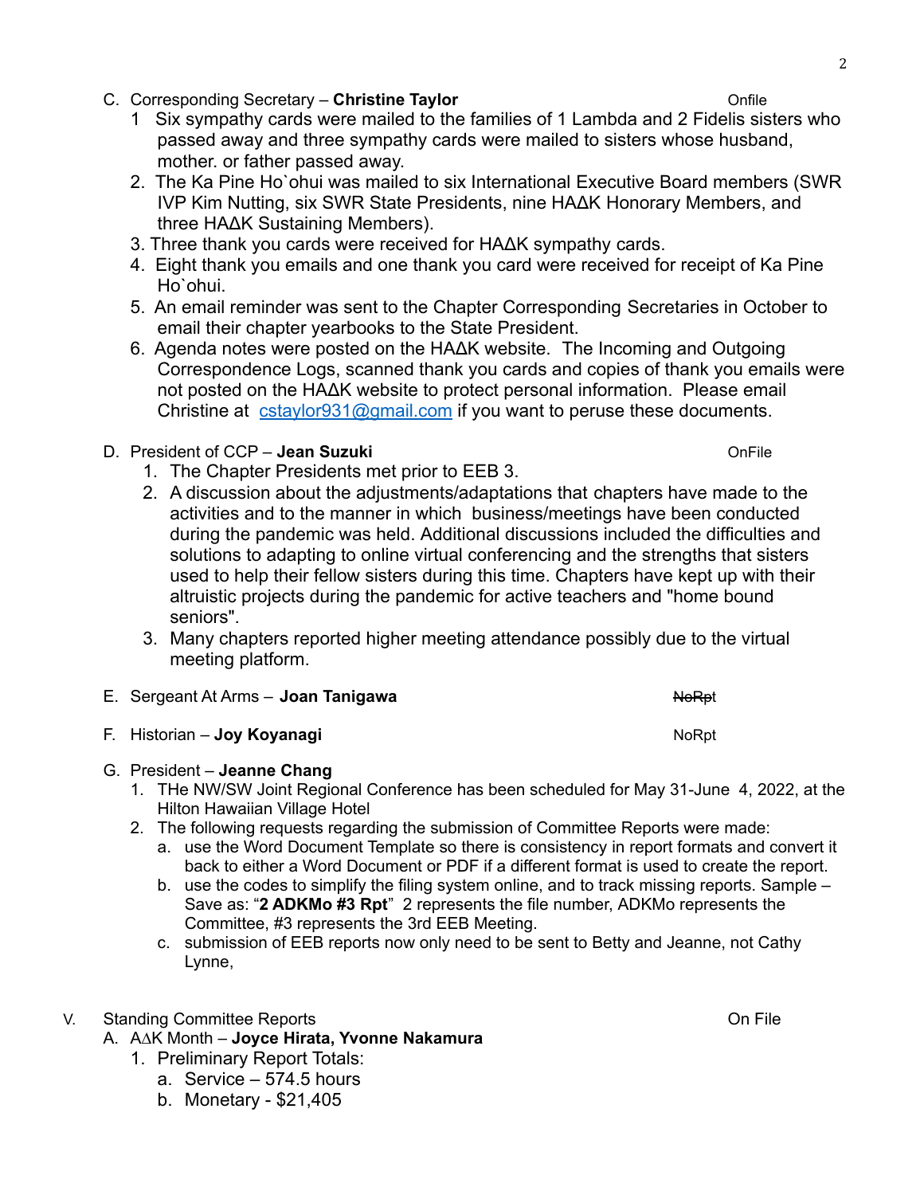C. Corresponding Secretary – **Christine Taylor** Onfile

1 Six sympathy cards were mailed to the families of 1 Lambda and 2 Fidelis sisters who passed away and three sympathy cards were mailed to sisters whose husband, mother. or father passed away.
2. The Ka Pine Ho`ohui was mailed to six International Executive Board members (SWR IVP Kim Nutting, six SWR State Presidents, nine HAΔK Honorary Members, and three HAΔK Sustaining Members).
3. Three thank you cards were received for HAΔK sympathy cards.
4. Eight thank you emails and one thank you card were received for receipt of Ka Pine Ho`ohui.
5. An email reminder was sent to the Chapter Corresponding Secretaries in October to email their chapter yearbooks to the State President.
6. Agenda notes were posted on the HAΔK website. The Incoming and Outgoing Correspondence Logs, scanned thank you cards and copies of thank you emails were not posted on the HAΔK website to protect personal information. Please email Christine at cstaylor931@gmail.com if you want to peruse these documents.

D. President of CCP – **Jean Suzuki** OnFile

1. The Chapter Presidents met prior to EEB 3.
2. A discussion about the adjustments/adaptations that chapters have made to the activities and to the manner in which business/meetings have been conducted during the pandemic was held. Additional discussions included the difficulties and solutions to adapting to online virtual conferencing and the strengths that sisters used to help their fellow sisters during this time. Chapters have kept up with their altruistic projects during the pandemic for active teachers and "home bound seniors".
3. Many chapters reported higher meeting attendance possibly due to the virtual meeting platform.

E. Sergeant At Arms – **Joan Tanigawa** ~~NoRpt~~

F. Historian – **Joy Koyanagi** NoRpt

G. President – **Jeanne Chang**

1. THe NW/SW Joint Regional Conference has been scheduled for May 31-June 4, 2022, at the Hilton Hawaiian Village Hotel
2. The following requests regarding the submission of Committee Reports were made:
   a. use the Word Document Template so there is consistency in report formats and convert it back to either a Word Document or PDF if a different format is used to create the report.
   b. use the codes to simplify the filing system online, and to track missing reports. Sample – Save as: "**2 ADKMo #3 Rpt**" 2 represents the file number, ADKMo represents the Committee, #3 represents the 3rd EEB Meeting.
   c. submission of EEB reports now only need to be sent to Betty and Jeanne, not Cathy Lynne,

V. Standing Committee Reports On File

A. AΔK Month – **Joyce Hirata, Yvonne Nakamura**

1. Preliminary Report Totals:
   a. Service – 574.5 hours
   b. Monetary - $21,405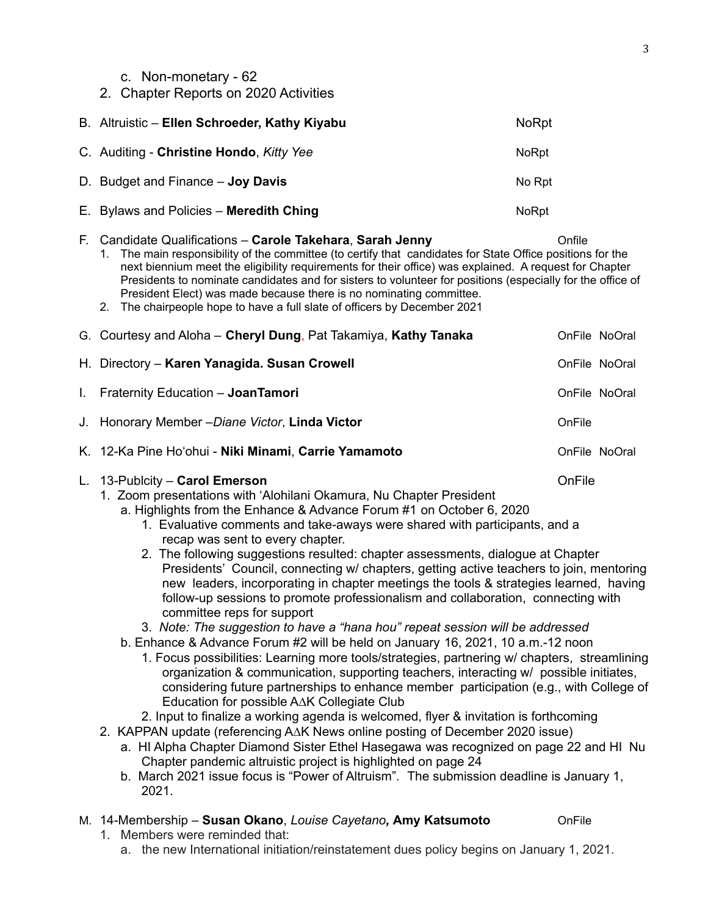c. Non-monetary - 62

2. Chapter Reports on 2020 Activities

B. Altruistic – **Ellen Schroeder, Kathy Kiyabu** NoRpt

C. Auditing - **Christine Hondo**, *Kitty Yee* NoRpt

D. Budget and Finance – **Joy Davis** No Rpt

E. Bylaws and Policies – **Meredith Ching** NoRpt

F. Candidate Qualifications – **Carole Takehara**, **Sarah Jenny** Onfile

   1. The main responsibility of the committee (to certify that candidates for State Office positions for the next biennium meet the eligibility requirements for their office) was explained. A request for Chapter Presidents to nominate candidates and for sisters to volunteer for positions (especially for the office of President Elect) was made because there is no nominating committee.
   2. The chairpeople hope to have a full slate of officers by December 2021

G. Courtesy and Aloha – **Cheryl Dung**, Pat Takamiya, **Kathy Tanaka** OnFile NoOral

H. Directory – **Karen Yanagida. Susan Crowell** OnFile NoOral

I. Fraternity Education – **JoanTamori** OnFile NoOral

J. Honorary Member –*Diane Victor*, **Linda Victor** OnFile

K. 12-Ka Pine Ho'ohui - **Niki Minami**, **Carrie Yamamoto** OnFile NoOral

L. 13-Publcity – **Carol Emerson** OnFile

   1. Zoom presentations with 'Alohilani Okamura, Nu Chapter President
      a. Highlights from the Enhance & Advance Forum #1 on October 6, 2020
         1. Evaluative comments and take-aways were shared with participants, and a recap was sent to every chapter.
         2. The following suggestions resulted: chapter assessments, dialogue at Chapter Presidents' Council, connecting w/ chapters, getting active teachers to join, mentoring new leaders, incorporating in chapter meetings the tools & strategies learned, having follow-up sessions to promote professionalism and collaboration, connecting with committee reps for support
         3. *Note: The suggestion to have a "hana hou" repeat session will be addressed*
      b. Enhance & Advance Forum #2 will be held on January 16, 2021, 10 a.m.-12 noon
         1. Focus possibilities: Learning more tools/strategies, partnering w/ chapters, streamlining organization & communication, supporting teachers, interacting w/ possible initiates, considering future partnerships to enhance member participation (e.g., with College of Education for possible AΔK Collegiate Club
         2. Input to finalize a working agenda is welcomed, flyer & invitation is forthcoming
   2. KAPPAN update (referencing AΔK News online posting of December 2020 issue)
      a. HI Alpha Chapter Diamond Sister Ethel Hasegawa was recognized on page 22 and HI Nu Chapter pandemic altruistic project is highlighted on page 24
      b. March 2021 issue focus is "Power of Altruism". The submission deadline is January 1, 2021.

M. 14-Membership – **Susan Okano**, *Louise Cayetano***,** **Amy Katsumoto** OnFile

   1. Members were reminded that:
      a. the new International initiation/reinstatement dues policy begins on January 1, 2021.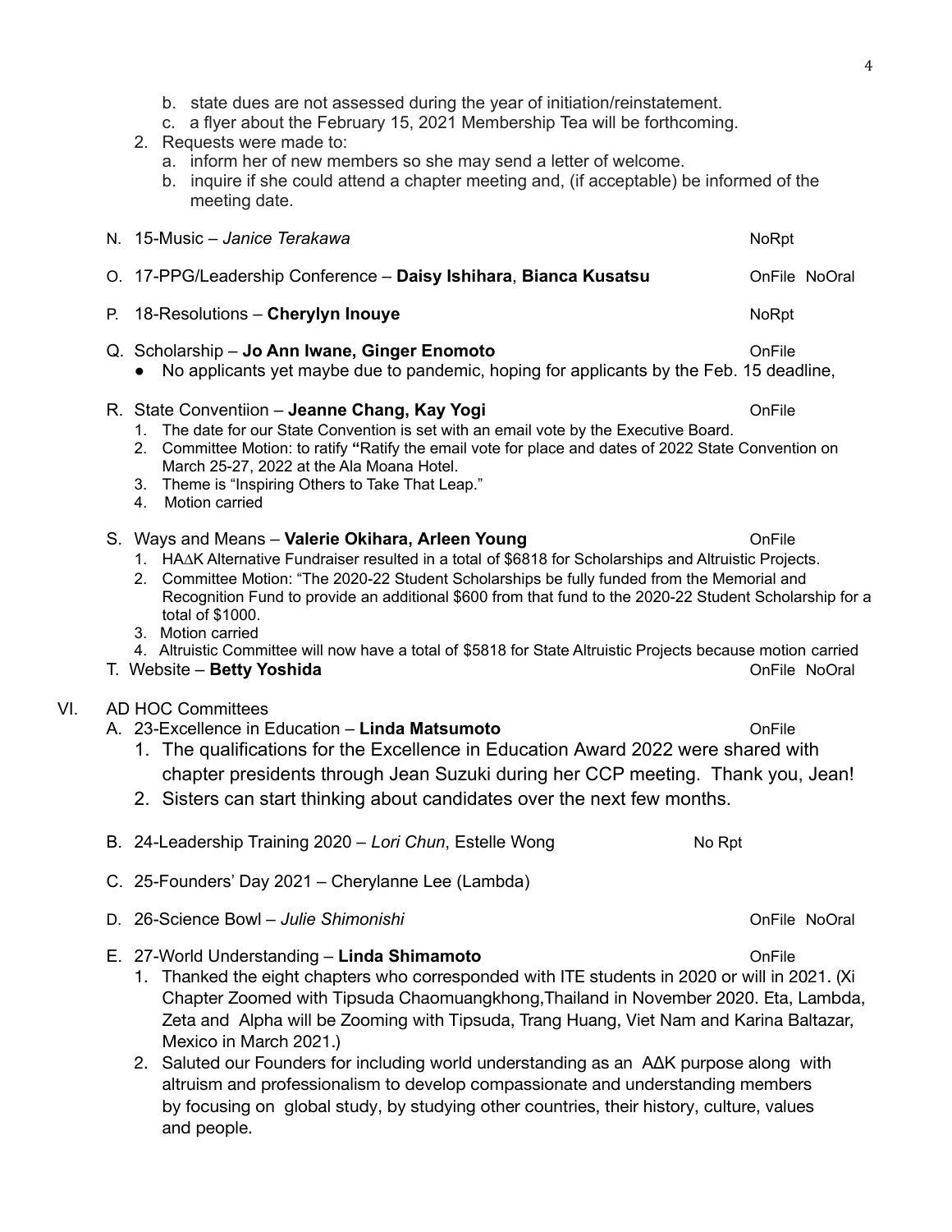b. state dues are not assessed during the year of initiation/reinstatement.
c. a flyer about the February 15, 2021 Membership Tea will be forthcoming.

2. Requests were made to:
   a. inform her of new members so she may send a letter of welcome.
   b. inquire if she could attend a chapter meeting and, (if acceptable) be informed of the meeting date.

N. 15-Music – *Janice Terakawa* — NoRpt

O. 17-PPG/Leadership Conference – **Daisy Ishihara**, **Bianca Kusatsu** — OnFile NoOral

P. 18-Resolutions – **Cherylyn Inouye** — NoRpt

Q. Scholarship – **Jo Ann Iwane, Ginger Enomoto** — OnFile
- No applicants yet maybe due to pandemic, hoping for applicants by the Feb. 15 deadline,

R. State Conventiion – **Jeanne Chang, Kay Yogi** — OnFile
1. The date for our State Convention is set with an email vote by the Executive Board.
2. Committee Motion: to ratify **"**Ratify the email vote for place and dates of 2022 State Convention on March 25-27, 2022 at the Ala Moana Hotel.
3. Theme is "Inspiring Others to Take That Leap."
4. Motion carried

S. Ways and Means – **Valerie Okihara, Arleen Young** — OnFile
1. HAΔK Alternative Fundraiser resulted in a total of $6818 for Scholarships and Altruistic Projects.
2. Committee Motion: "The 2020-22 Student Scholarships be fully funded from the Memorial and Recognition Fund to provide an additional $600 from that fund to the 2020-22 Student Scholarship for a total of $1000.
3. Motion carried
4. Altruistic Committee will now have a total of $5818 for State Altruistic Projects because motion carried

T. Website – **Betty Yoshida** — OnFile NoOral

VI. AD HOC Committees

A. 23-Excellence in Education – **Linda Matsumoto** — OnFile
1. The qualifications for the Excellence in Education Award 2022 were shared with chapter presidents through Jean Suzuki during her CCP meeting. Thank you, Jean!
2. Sisters can start thinking about candidates over the next few months.

B. 24-Leadership Training 2020 – *Lori Chun*, Estelle Wong — No Rpt

C. 25-Founders' Day 2021 – Cherylanne Lee (Lambda)

D. 26-Science Bowl – *Julie Shimonishi* — OnFile NoOral

E. 27-World Understanding – **Linda Shimamoto** — OnFile
1. Thanked the eight chapters who corresponded with ITE students in 2020 or will in 2021. (Xi Chapter Zoomed with Tipsuda Chaomuangkhong,Thailand in November 2020. Eta, Lambda, Zeta and Alpha will be Zooming with Tipsuda, Trang Huang, Viet Nam and Karina Baltazar, Mexico in March 2021.)
2. Saluted our Founders for including world understanding as an ΑΔΚ purpose along with altruism and professionalism to develop compassionate and understanding members by focusing on global study, by studying other countries, their history, culture, values and people.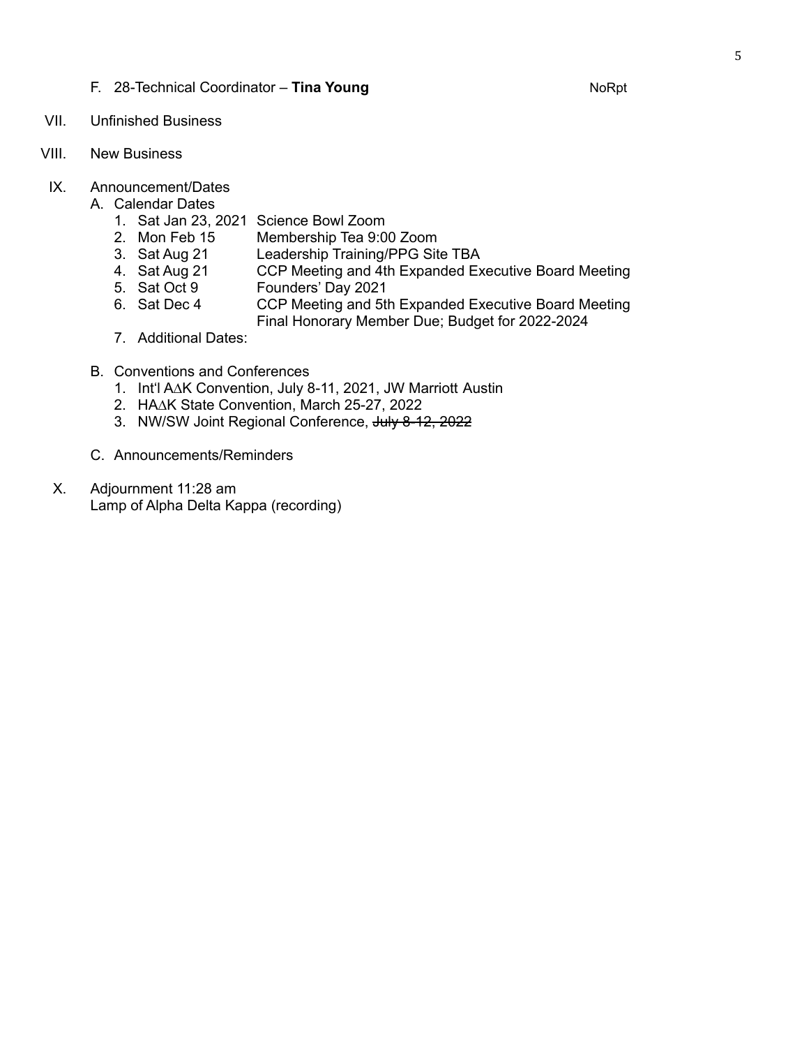F. 28-Technical Coordinator – **Tina Young** NoRpt

VII. Unfinished Business

VIII. New Business

IX. Announcement/Dates

A. Calendar Dates

1. Sat Jan 23, 2021 Science Bowl Zoom
2. Mon Feb 15 Membership Tea 9:00 Zoom
3. Sat Aug 21 Leadership Training/PPG Site TBA
4. Sat Aug 21 CCP Meeting and 4th Expanded Executive Board Meeting
5. Sat Oct 9 Founders' Day 2021
6. Sat Dec 4 CCP Meeting and 5th Expanded Executive Board Meeting
   Final Honorary Member Due; Budget for 2022-2024
7. Additional Dates:

B. Conventions and Conferences

1. Int'l AΔK Convention, July 8-11, 2021, JW Marriott Austin
2. HAΔK State Convention, March 25-27, 2022
3. NW/SW Joint Regional Conference, ~~July 8-12, 2022~~

C. Announcements/Reminders

X. Adjournment 11:28 am
Lamp of Alpha Delta Kappa (recording)